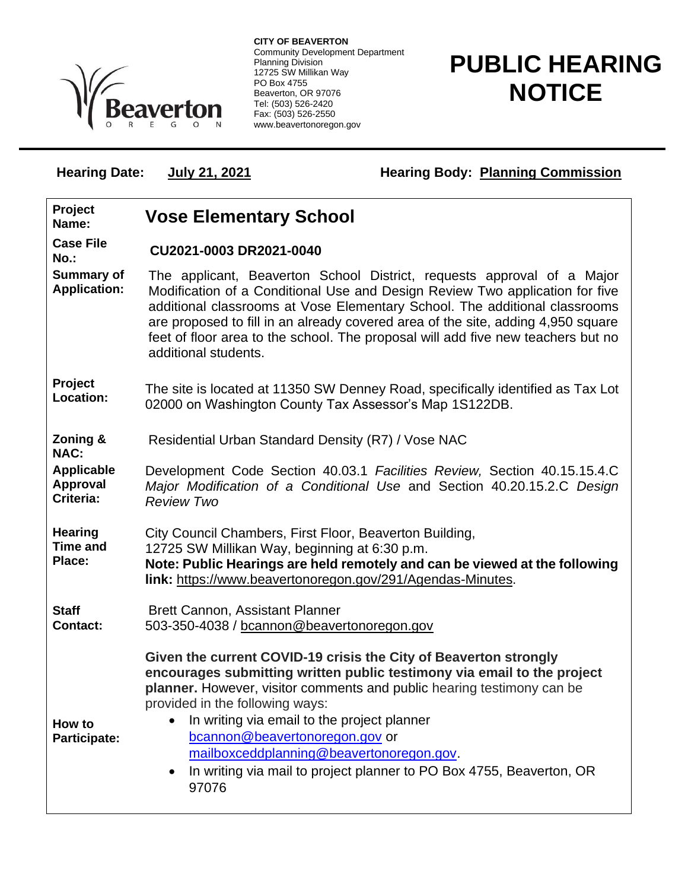**CITY OF BEAVERTON**
Community Development Department
Planning Division
12725 SW Millikan Way
PO Box 4755
Beaverton, OR 97076
Tel: (503) 526-2420
Fax: (503) 526-2550
www.beavertonoregon.gov

# PUBLIC HEARING NOTICE

**Hearing Date:** **July 21, 2021** **Hearing Body:** **Planning Commission**

| | |
|---|---|
| **Project Name:** | **Vose Elementary School** |
| **Case File No.:** | **CU2021-0003 DR2021-0040** |
| **Summary of Application:** | The applicant, Beaverton School District, requests approval of a Major Modification of a Conditional Use and Design Review Two application for five additional classrooms at Vose Elementary School. The additional classrooms are proposed to fill in an already covered area of the site, adding 4,950 square feet of floor area to the school. The proposal will add five new teachers but no additional students. |
| **Project Location:** | The site is located at 11350 SW Denney Road, specifically identified as Tax Lot 02000 on Washington County Tax Assessor's Map 1S122DB. |
| **Zoning & NAC:** | Residential Urban Standard Density (R7) / Vose NAC |
| **Applicable Approval Criteria:** | Development Code Section 40.03.1 *Facilities Review,* Section 40.15.15.4.C *Major Modification of a Conditional Use* and Section 40.20.15.2.C *Design Review Two* |
| **Hearing Time and Place:** | City Council Chambers, First Floor, Beaverton Building, 12725 SW Millikan Way, beginning at 6:30 p.m. **Note: Public Hearings are held remotely and can be viewed at the following link:** https://www.beavertonoregon.gov/291/Agendas-Minutes. |
| **Staff Contact:** | Brett Cannon, Assistant Planner 503-350-4038 / bcannon@beavertonoregon.gov |
| **How to Participate:** | **Given the current COVID-19 crisis the City of Beaverton strongly encourages submitting written public testimony via email to the project planner.** However, visitor comments and public hearing testimony can be provided in the following ways: <br>• In writing via email to the project planner bcannon@beavertonoregon.gov or mailboxceddplanning@beavertonoregon.gov. <br>• In writing via mail to project planner to PO Box 4755, Beaverton, OR 97076 |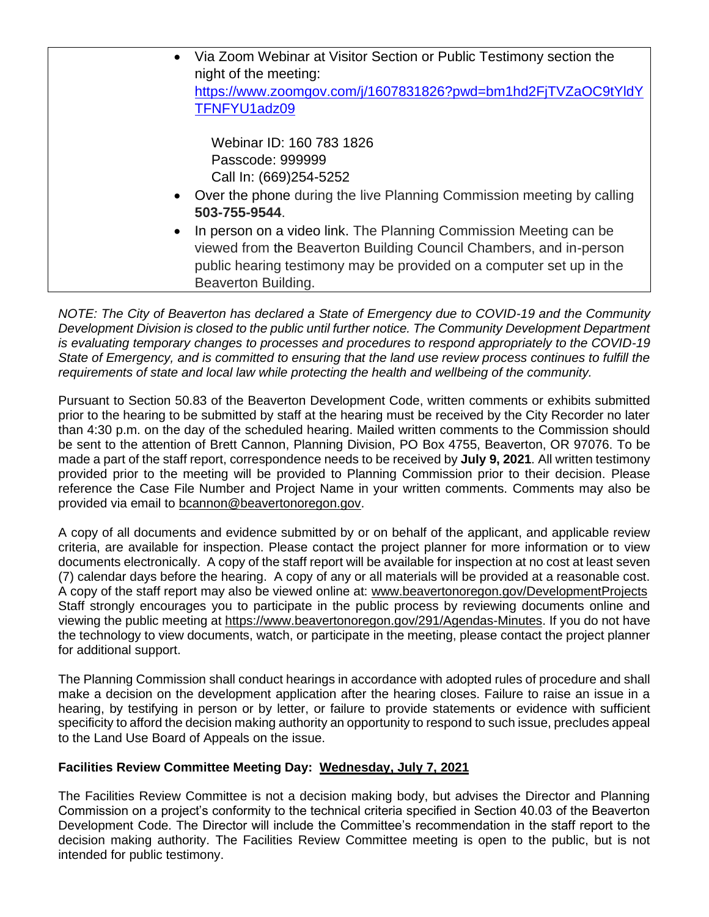- Via Zoom Webinar at Visitor Section or Public Testimony section the night of the meeting: [https://www.zoomgov.com/j/1607831826?pwd=bm1hd2FjTVZaOC9tYldYTFNFYU1adz09](https://www.zoomgov.com/j/1607831826?pwd=bm1hd2FjTVZaOC9tYldYTFNFYU1adz09)

  Webinar ID: 160 783 1826
  Passcode: 999999
  Call In: (669)254-5252
- Over the phone during the live Planning Commission meeting by calling **503-755-9544**.
- In person on a video link. The Planning Commission Meeting can be viewed from the Beaverton Building Council Chambers, and in-person public hearing testimony may be provided on a computer set up in the Beaverton Building.

*NOTE: The City of Beaverton has declared a State of Emergency due to COVID-19 and the Community Development Division is closed to the public until further notice. The Community Development Department is evaluating temporary changes to processes and procedures to respond appropriately to the COVID-19 State of Emergency, and is committed to ensuring that the land use review process continues to fulfill the requirements of state and local law while protecting the health and wellbeing of the community.*

Pursuant to Section 50.83 of the Beaverton Development Code, written comments or exhibits submitted prior to the hearing to be submitted by staff at the hearing must be received by the City Recorder no later than 4:30 p.m. on the day of the scheduled hearing. Mailed written comments to the Commission should be sent to the attention of Brett Cannon, Planning Division, PO Box 4755, Beaverton, OR 97076. To be made a part of the staff report, correspondence needs to be received by **July 9, 2021**. All written testimony provided prior to the meeting will be provided to Planning Commission prior to their decision. Please reference the Case File Number and Project Name in your written comments. Comments may also be provided via email to bcannon@beavertonoregon.gov.

A copy of all documents and evidence submitted by or on behalf of the applicant, and applicable review criteria, are available for inspection. Please contact the project planner for more information or to view documents electronically. A copy of the staff report will be available for inspection at no cost at least seven (7) calendar days before the hearing. A copy of any or all materials will be provided at a reasonable cost. A copy of the staff report may also be viewed online at: www.beavertonoregon.gov/DevelopmentProjects Staff strongly encourages you to participate in the public process by reviewing documents online and viewing the public meeting at https://www.beavertonoregon.gov/291/Agendas-Minutes. If you do not have the technology to view documents, watch, or participate in the meeting, please contact the project planner for additional support.

The Planning Commission shall conduct hearings in accordance with adopted rules of procedure and shall make a decision on the development application after the hearing closes. Failure to raise an issue in a hearing, by testifying in person or by letter, or failure to provide statements or evidence with sufficient specificity to afford the decision making authority an opportunity to respond to such issue, precludes appeal to the Land Use Board of Appeals on the issue.

**Facilities Review Committee Meeting Day: Wednesday, July 7, 2021**

The Facilities Review Committee is not a decision making body, but advises the Director and Planning Commission on a project's conformity to the technical criteria specified in Section 40.03 of the Beaverton Development Code. The Director will include the Committee's recommendation in the staff report to the decision making authority. The Facilities Review Committee meeting is open to the public, but is not intended for public testimony.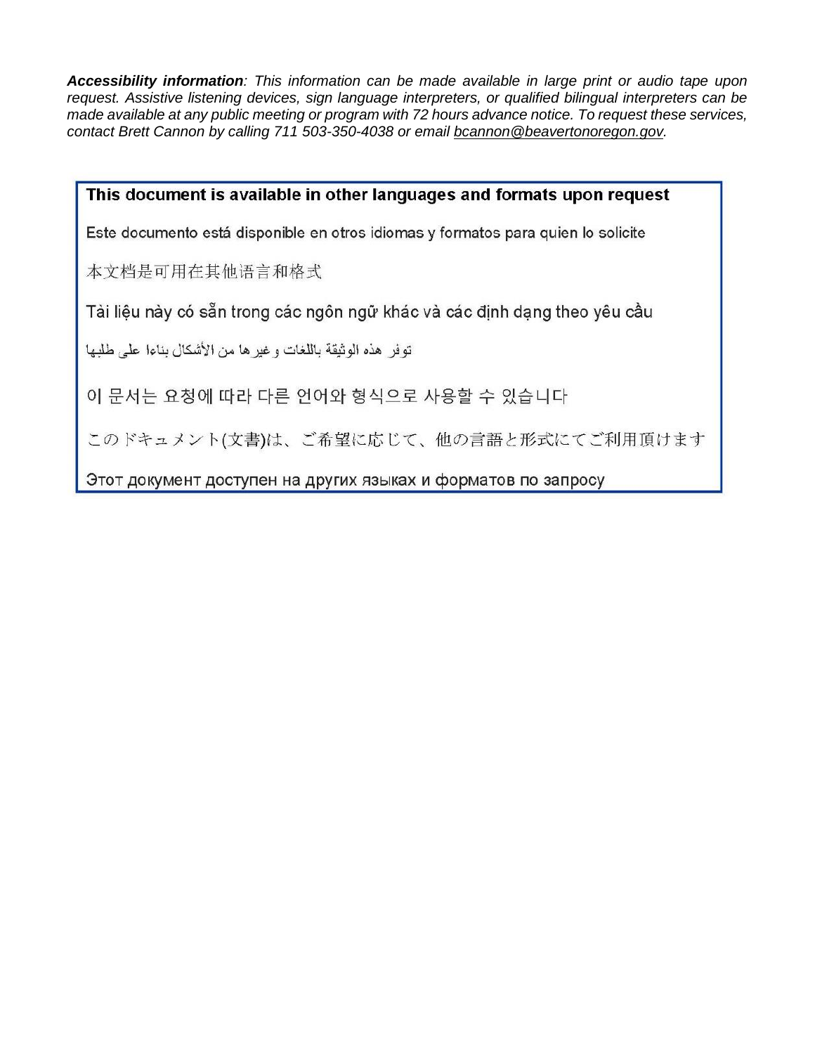***Accessibility information**: This information can be made available in large print or audio tape upon request. Assistive listening devices, sign language interpreters, or qualified bilingual interpreters can be made available at any public meeting or program with 72 hours advance notice. To request these services, contact Brett Cannon by calling 711 503-350-4038 or email bcannon@beavertonoregon.gov.*

**This document is available in other languages and formats upon request**

Este documento está disponible en otros idiomas y formatos para quien lo solicite

本文档是可用在其他语言和格式

Tài liệu này có sẵn trong các ngôn ngữ khác và các định dạng theo yêu cầu

توفر هذه الوثيقة باللغات وغيرها من الأشكال بناءا على طلبها

이 문서는 요청에 따라 다른 언어와 형식으로 사용할 수 있습니다

このドキュメント(文書)は、ご希望に応じて、他の言語と形式にてご利用頂けます

Этот документ доступен на других языках и форматов по запросу